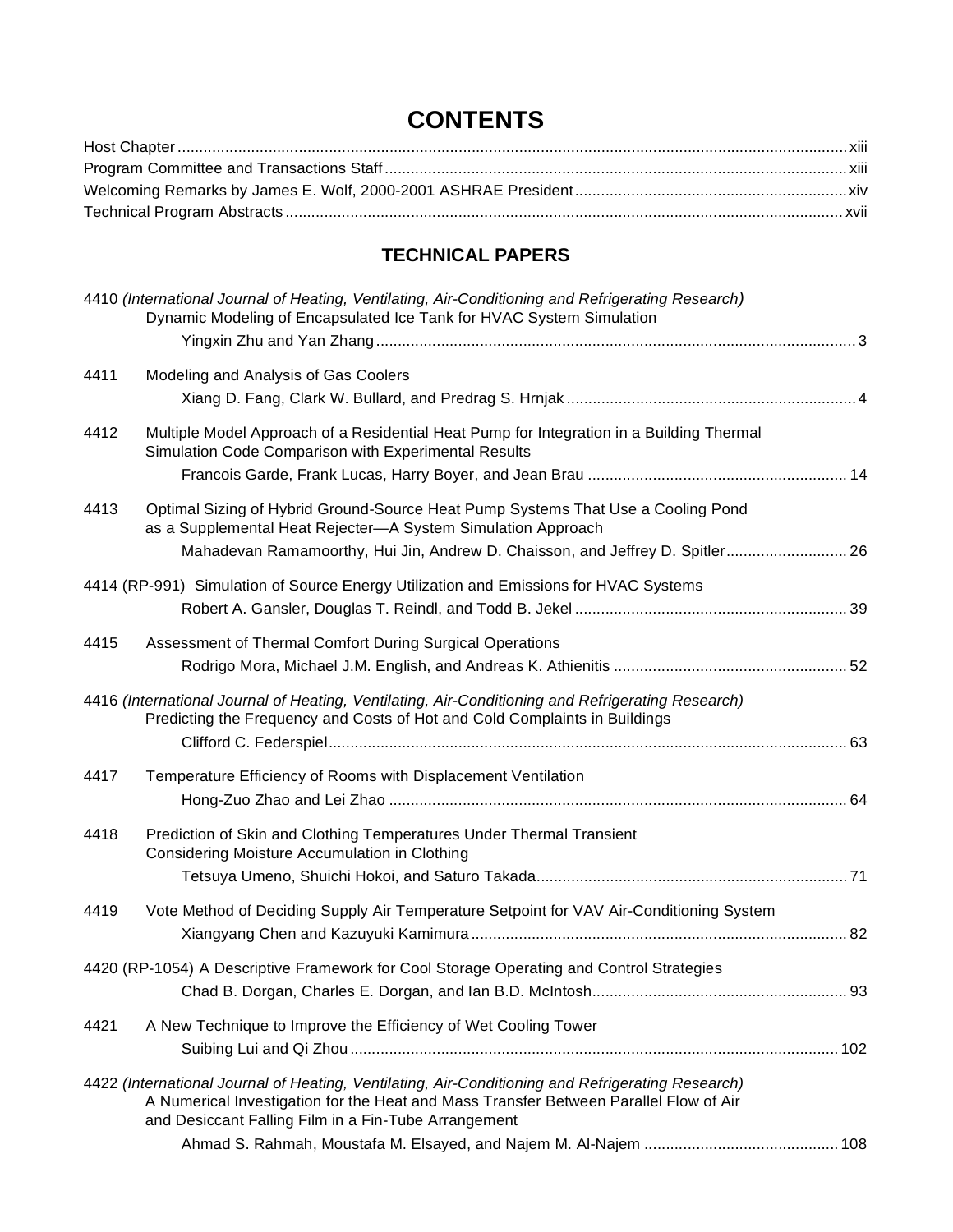# CONTENTS

Host Chapter .......... xiii
Program Committee and Transactions Staff .......... xiii
Welcoming Remarks by James E. Wolf, 2000-2001 ASHRAE President .......... xiv
Technical Program Abstracts .......... xvii

## TECHNICAL PAPERS

4410 *(International Journal of Heating, Ventilating, Air-Conditioning and Refrigerating Research)*
Dynamic Modeling of Encapsulated Ice Tank for HVAC System Simulation
Yingxin Zhu and Yan Zhang .......... 3

4411 Modeling and Analysis of Gas Coolers
Xiang D. Fang, Clark W. Bullard, and Predrag S. Hrnjak .......... 4

4412 Multiple Model Approach of a Residential Heat Pump for Integration in a Building Thermal Simulation Code Comparison with Experimental Results
Francois Garde, Frank Lucas, Harry Boyer, and Jean Brau .......... 14

4413 Optimal Sizing of Hybrid Ground-Source Heat Pump Systems That Use a Cooling Pond as a Supplemental Heat Rejecter—A System Simulation Approach
Mahadevan Ramamoorthy, Hui Jin, Andrew D. Chaisson, and Jeffrey D. Spitler .......... 26

4414 (RP-991) Simulation of Source Energy Utilization and Emissions for HVAC Systems
Robert A. Gansler, Douglas T. Reindl, and Todd B. Jekel .......... 39

4415 Assessment of Thermal Comfort During Surgical Operations
Rodrigo Mora, Michael J.M. English, and Andreas K. Athienitis .......... 52

4416 *(International Journal of Heating, Ventilating, Air-Conditioning and Refrigerating Research)*
Predicting the Frequency and Costs of Hot and Cold Complaints in Buildings
Clifford C. Federspiel .......... 63

4417 Temperature Efficiency of Rooms with Displacement Ventilation
Hong-Zuo Zhao and Lei Zhao .......... 64

4418 Prediction of Skin and Clothing Temperatures Under Thermal Transient Considering Moisture Accumulation in Clothing
Tetsuya Umeno, Shuichi Hokoi, and Saturo Takada .......... 71

4419 Vote Method of Deciding Supply Air Temperature Setpoint for VAV Air-Conditioning System
Xiangyang Chen and Kazuyuki Kamimura .......... 82

4420 (RP-1054) A Descriptive Framework for Cool Storage Operating and Control Strategies
Chad B. Dorgan, Charles E. Dorgan, and Ian B.D. McIntosh .......... 93

4421 A New Technique to Improve the Efficiency of Wet Cooling Tower
Suibing Lui and Qi Zhou .......... 102

4422 *(International Journal of Heating, Ventilating, Air-Conditioning and Refrigerating Research)*
A Numerical Investigation for the Heat and Mass Transfer Between Parallel Flow of Air and Desiccant Falling Film in a Fin-Tube Arrangement
Ahmad S. Rahmah, Moustafa M. Elsayed, and Najem M. Al-Najem .......... 108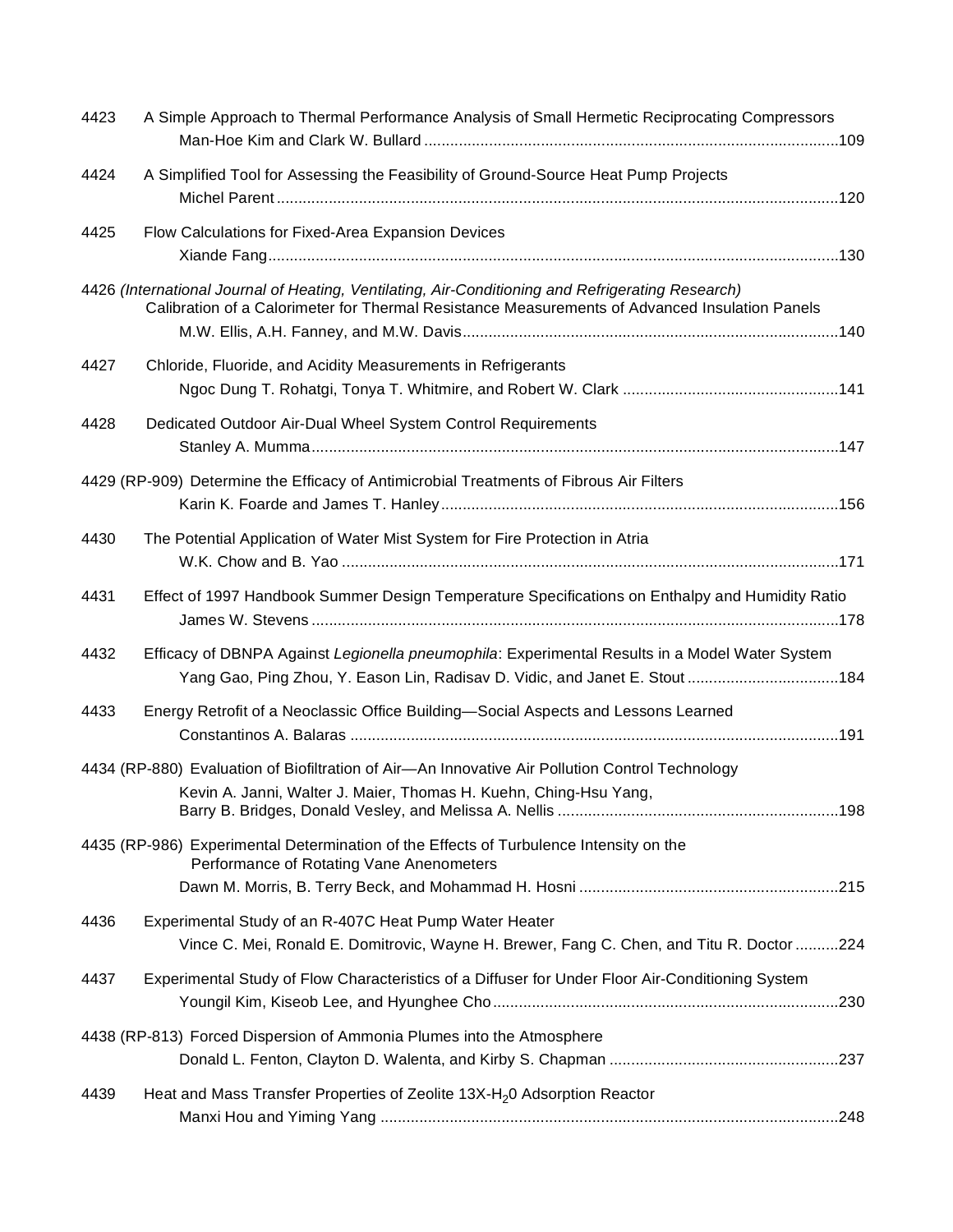4423 A Simple Approach to Thermal Performance Analysis of Small Hermetic Reciprocating Compressors
Man-Hoe Kim and Clark W. Bullard ....................................................................................................109

4424 A Simplified Tool for Assessing the Feasibility of Ground-Source Heat Pump Projects
Michel Parent ......................................................................................................................................120

4425 Flow Calculations for Fixed-Area Expansion Devices
Xiande Fang.........................................................................................................................................130

4426 *(International Journal of Heating, Ventilating, Air-Conditioning and Refrigerating Research)*
Calibration of a Calorimeter for Thermal Resistance Measurements of Advanced Insulation Panels
M.W. Ellis, A.H. Fanney, and M.W. Davis..........................................................................................140

4427 Chloride, Fluoride, and Acidity Measurements in Refrigerants
Ngoc Dung T. Rohatgi, Tonya T. Whitmire, and Robert W. Clark ......................................................141

4428 Dedicated Outdoor Air-Dual Wheel System Control Requirements
Stanley A. Mumma..............................................................................................................................147

4429 (RP-909) Determine the Efficacy of Antimicrobial Treatments of Fibrous Air Filters
Karin K. Foarde and James T. Hanley................................................................................................156

4430 The Potential Application of Water Mist System for Fire Protection in Atria
W.K. Chow and B. Yao ........................................................................................................................171

4431 Effect of 1997 Handbook Summer Design Temperature Specifications on Enthalpy and Humidity Ratio
James W. Stevens ...............................................................................................................................178

4432 Efficacy of DBNPA Against *Legionella pneumophila*: Experimental Results in a Model Water System
Yang Gao, Ping Zhou, Y. Eason Lin, Radisav D. Vidic, and Janet E. Stout ........................................184

4433 Energy Retrofit of a Neoclassic Office Building—Social Aspects and Lessons Learned
Constantinos A. Balaras ......................................................................................................................191

4434 (RP-880) Evaluation of Biofiltration of Air—An Innovative Air Pollution Control Technology
Kevin A. Janni, Walter J. Maier, Thomas H. Kuehn, Ching-Hsu Yang,
Barry B. Bridges, Donald Vesley, and Melissa A. Nellis .....................................................................198

4435 (RP-986) Experimental Determination of the Effects of Turbulence Intensity on the Performance of Rotating Vane Anenometers
Dawn M. Morris, B. Terry Beck, and Mohammad H. Hosni ................................................................215

4436 Experimental Study of an R-407C Heat Pump Water Heater
Vince C. Mei, Ronald E. Domitrovic, Wayne H. Brewer, Fang C. Chen, and Titu R. Doctor ..........224

4437 Experimental Study of Flow Characteristics of a Diffuser for Under Floor Air-Conditioning System
Youngil Kim, Kiseob Lee, and Hyunghee Cho.....................................................................................230

4438 (RP-813) Forced Dispersion of Ammonia Plumes into the Atmosphere
Donald L. Fenton, Clayton D. Walenta, and Kirby S. Chapman .........................................................237

4439 Heat and Mass Transfer Properties of Zeolite 13X-$H_2$0 Adsorption Reactor
Manxi Hou and Yiming Yang ..............................................................................................................248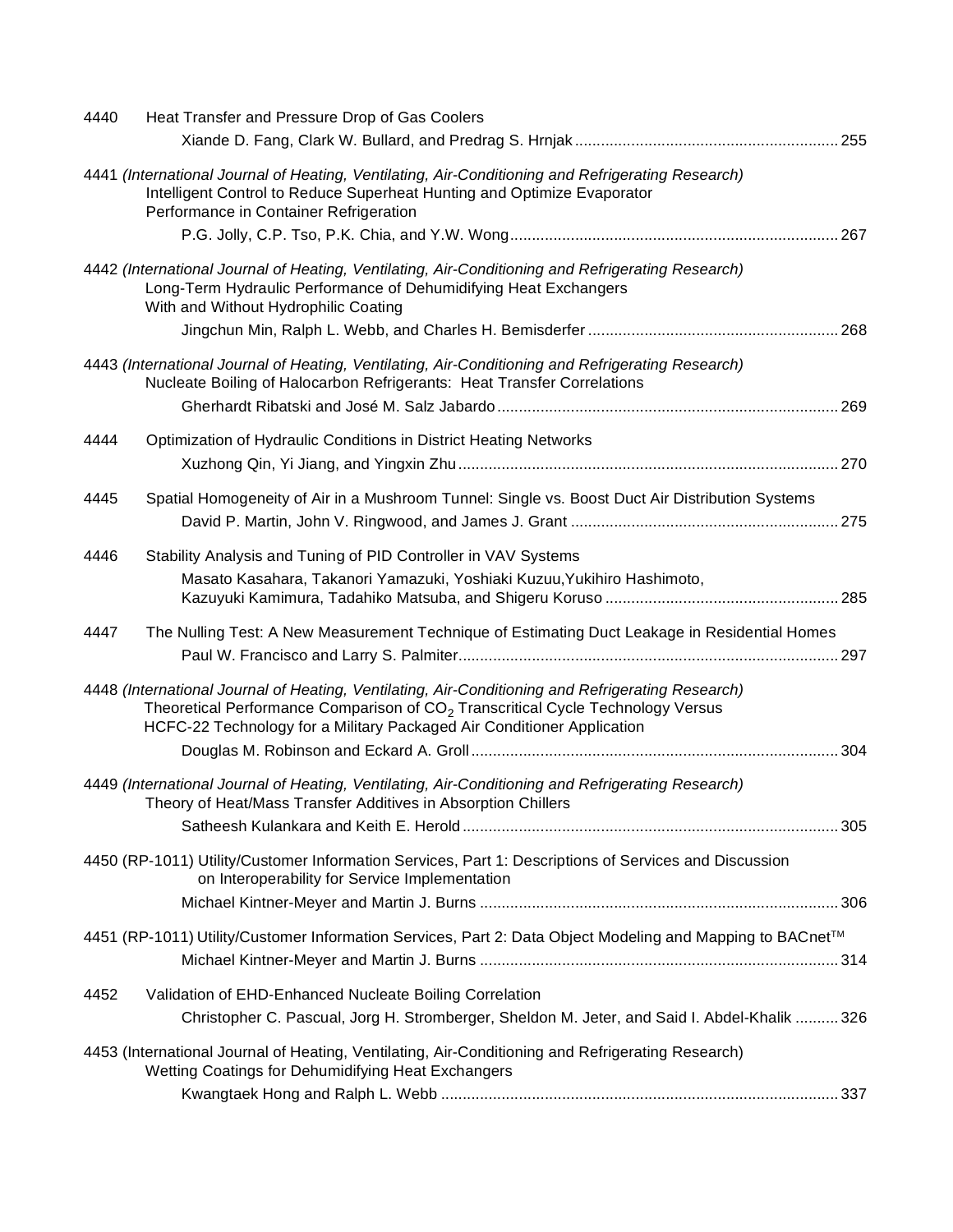4440 Heat Transfer and Pressure Drop of Gas Coolers
Xiande D. Fang, Clark W. Bullard, and Predrag S. Hrnjak ............................................................ 255

4441 *(International Journal of Heating, Ventilating, Air-Conditioning and Refrigerating Research)*
Intelligent Control to Reduce Superheat Hunting and Optimize Evaporator Performance in Container Refrigeration
P.G. Jolly, C.P. Tso, P.K. Chia, and Y.W. Wong........................................................................... 267

4442 *(International Journal of Heating, Ventilating, Air-Conditioning and Refrigerating Research)*
Long-Term Hydraulic Performance of Dehumidifying Heat Exchangers With and Without Hydrophilic Coating
Jingchun Min, Ralph L. Webb, and Charles H. Bemisderfer ......................................................... 268

4443 *(International Journal of Heating, Ventilating, Air-Conditioning and Refrigerating Research)*
Nucleate Boiling of Halocarbon Refrigerants: Heat Transfer Correlations
Gherhardt Ribatski and José M. Salz Jabardo .............................................................................. 269

4444 Optimization of Hydraulic Conditions in District Heating Networks
Xuzhong Qin, Yi Jiang, and Yingxin Zhu ....................................................................................... 270

4445 Spatial Homogeneity of Air in a Mushroom Tunnel: Single vs. Boost Duct Air Distribution Systems
David P. Martin, John V. Ringwood, and James J. Grant ............................................................. 275

4446 Stability Analysis and Tuning of PID Controller in VAV Systems
Masato Kasahara, Takanori Yamazuki, Yoshiaki Kuzuu, Yukihiro Hashimoto, Kazuyuki Kamimura, Tadahiko Matsuba, and Shigeru Koruso ..................................................... 285

4447 The Nulling Test: A New Measurement Technique of Estimating Duct Leakage in Residential Homes
Paul W. Francisco and Larry S. Palmiter....................................................................................... 297

4448 *(International Journal of Heating, Ventilating, Air-Conditioning and Refrigerating Research)*
Theoretical Performance Comparison of $CO_2$ Transcritical Cycle Technology Versus HCFC-22 Technology for a Military Packaged Air Conditioner Application
Douglas M. Robinson and Eckard A. Groll.................................................................................... 304

4449 *(International Journal of Heating, Ventilating, Air-Conditioning and Refrigerating Research)*
Theory of Heat/Mass Transfer Additives in Absorption Chillers
Satheesh Kulankara and Keith E. Herold...................................................................................... 305

4450 (RP-1011) Utility/Customer Information Services, Part 1: Descriptions of Services and Discussion on Interoperability for Service Implementation
Michael Kintner-Meyer and Martin J. Burns .................................................................................. 306

4451 (RP-1011) Utility/Customer Information Services, Part 2: Data Object Modeling and Mapping to BACnet™
Michael Kintner-Meyer and Martin J. Burns .................................................................................. 314

4452 Validation of EHD-Enhanced Nucleate Boiling Correlation
Christopher C. Pascual, Jorg H. Stromberger, Sheldon M. Jeter, and Said I. Abdel-Khalik .......... 326

4453 (International Journal of Heating, Ventilating, Air-Conditioning and Refrigerating Research)
Wetting Coatings for Dehumidifying Heat Exchangers
Kwangtaek Hong and Ralph L. Webb ........................................................................................... 337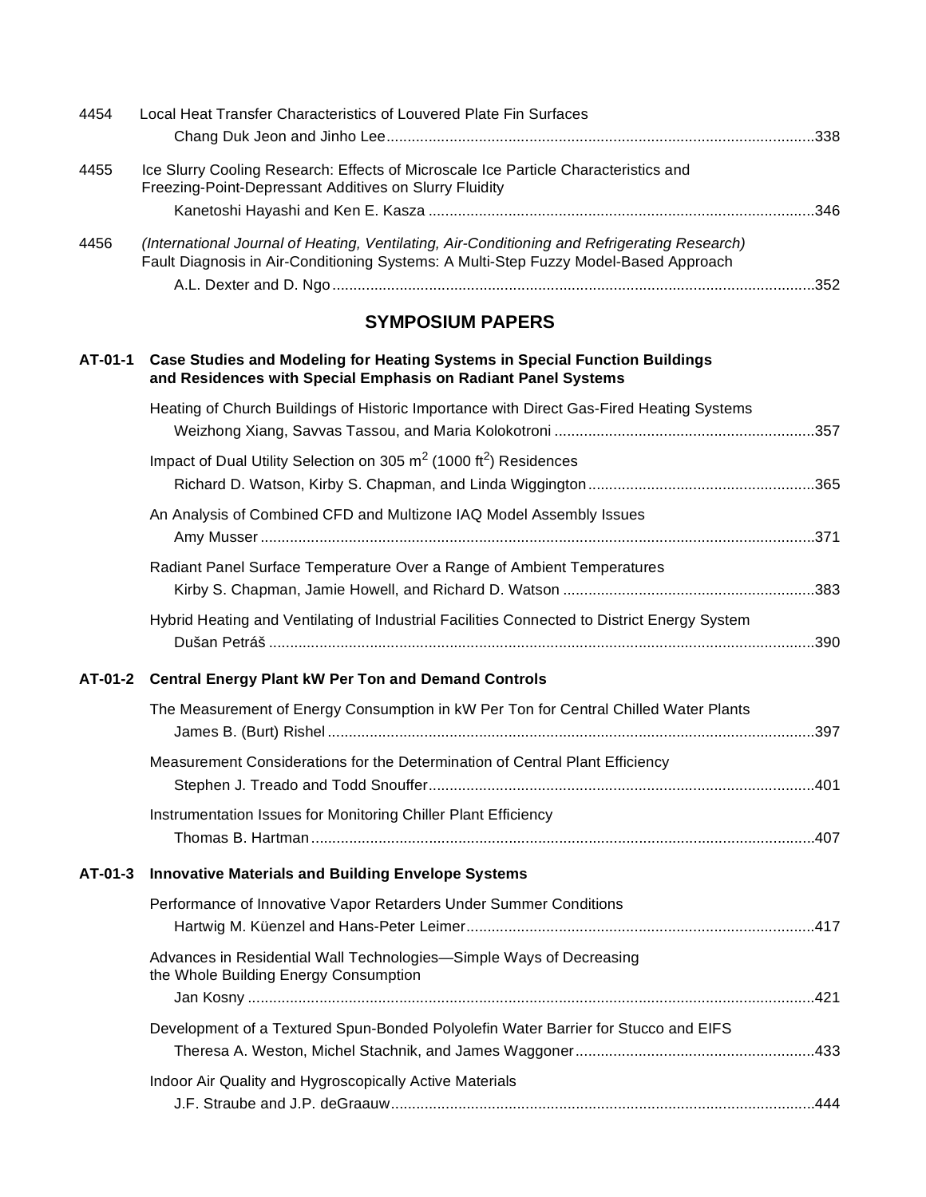4454 Local Heat Transfer Characteristics of Louvered Plate Fin Surfaces
Chang Duk Jeon and Jinho Lee ....................................................................................................338

4455 Ice Slurry Cooling Research: Effects of Microscale Ice Particle Characteristics and Freezing-Point-Depressant Additives on Slurry Fluidity
Kanetoshi Hayashi and Ken E. Kasza ..........................................................................................346

4456 *(International Journal of Heating, Ventilating, Air-Conditioning and Refrigerating Research)*
Fault Diagnosis in Air-Conditioning Systems: A Multi-Step Fuzzy Model-Based Approach
A.L. Dexter and D. Ngo ..................................................................................................................352

## SYMPOSIUM PAPERS

**AT-01-1 Case Studies and Modeling for Heating Systems in Special Function Buildings and Residences with Special Emphasis on Radiant Panel Systems**

Heating of Church Buildings of Historic Importance with Direct Gas-Fired Heating Systems
Weizhong Xiang, Savvas Tassou, and Maria Kolokotroni .............................................................357

Impact of Dual Utility Selection on 305 $m^2$ (1000 $ft^2$) Residences
Richard D. Watson, Kirby S. Chapman, and Linda Wiggington .....................................................365

An Analysis of Combined CFD and Multizone IAQ Model Assembly Issues
Amy Musser ..................................................................................................................................371

Radiant Panel Surface Temperature Over a Range of Ambient Temperatures
Kirby S. Chapman, Jamie Howell, and Richard D. Watson ..........................................................383

Hybrid Heating and Ventilating of Industrial Facilities Connected to District Energy System
Dušan Petráš ..................................................................................................................................390

**AT-01-2 Central Energy Plant kW Per Ton and Demand Controls**

The Measurement of Energy Consumption in kW Per Ton for Central Chilled Water Plants
James B. (Burt) Rishel ...................................................................................................................397

Measurement Considerations for the Determination of Central Plant Efficiency
Stephen J. Treado and Todd Snouffer...........................................................................................401

Instrumentation Issues for Monitoring Chiller Plant Efficiency
Thomas B. Hartman .......................................................................................................................407

**AT-01-3 Innovative Materials and Building Envelope Systems**

Performance of Innovative Vapor Retarders Under Summer Conditions
Hartwig M. Küenzel and Hans-Peter Leimer..................................................................................417

Advances in Residential Wall Technologies—Simple Ways of Decreasing the Whole Building Energy Consumption
Jan Kosny ......................................................................................................................................421

Development of a Textured Spun-Bonded Polyolefin Water Barrier for Stucco and EIFS
Theresa A. Weston, Michel Stachnik, and James Waggoner........................................................433

Indoor Air Quality and Hygroscopically Active Materials
J.F. Straube and J.P. deGraauw....................................................................................................444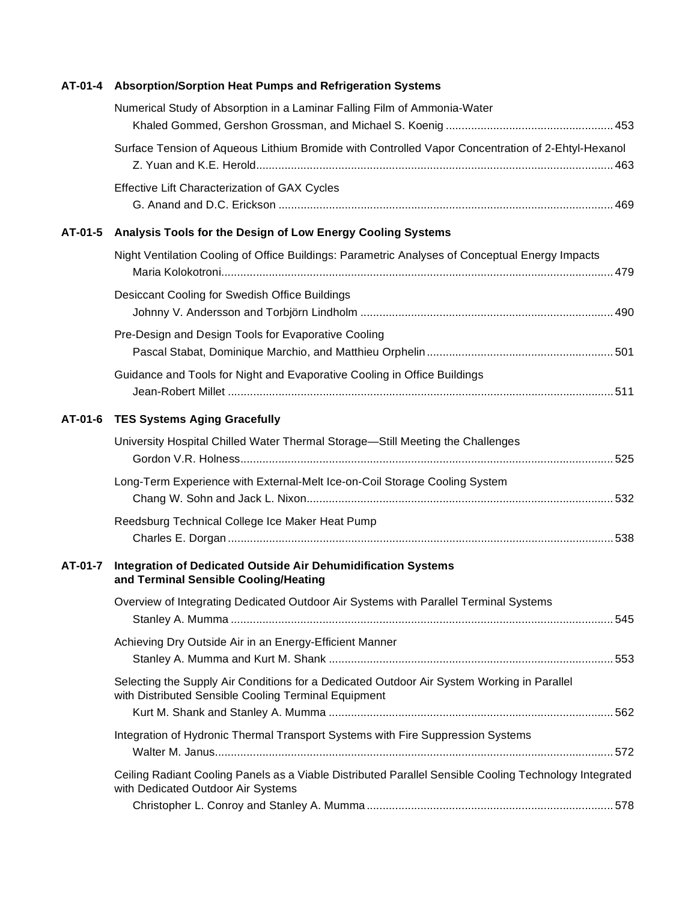## AT-01-4 Absorption/Sorption Heat Pumps and Refrigeration Systems

Numerical Study of Absorption in a Laminar Falling Film of Ammonia-Water
Khaled Gommed, Gershon Grossman, and Michael S. Koenig ..................................................... 453

Surface Tension of Aqueous Lithium Bromide with Controlled Vapor Concentration of 2-Ehtyl-Hexanol
Z. Yuan and K.E. Herold.................................................................................................................. 463

Effective Lift Characterization of GAX Cycles
G. Anand and D.C. Erickson .......................................................................................................... 469

## AT-01-5 Analysis Tools for the Design of Low Energy Cooling Systems

Night Ventilation Cooling of Office Buildings: Parametric Analyses of Conceptual Energy Impacts
Maria Kolokotroni............................................................................................................................ 479

Desiccant Cooling for Swedish Office Buildings
Johnny V. Andersson and Torbjörn Lindholm ................................................................................ 490

Pre-Design and Design Tools for Evaporative Cooling
Pascal Stabat, Dominique Marchio, and Matthieu Orphelin ........................................................... 501

Guidance and Tools for Night and Evaporative Cooling in Office Buildings
Jean-Robert Millet .......................................................................................................................... 511

## AT-01-6 TES Systems Aging Gracefully

University Hospital Chilled Water Thermal Storage—Still Meeting the Challenges
Gordon V.R. Holness...................................................................................................................... 525

Long-Term Experience with External-Melt Ice-on-Coil Storage Cooling System
Chang W. Sohn and Jack L. Nixon................................................................................................. 532

Reedsburg Technical College Ice Maker Heat Pump
Charles E. Dorgan .......................................................................................................................... 538

## AT-01-7 Integration of Dedicated Outside Air Dehumidification Systems and Terminal Sensible Cooling/Heating

Overview of Integrating Dedicated Outdoor Air Systems with Parallel Terminal Systems
Stanley A. Mumma ......................................................................................................................... 545

Achieving Dry Outside Air in an Energy-Efficient Manner
Stanley A. Mumma and Kurt M. Shank .......................................................................................... 553

Selecting the Supply Air Conditions for a Dedicated Outdoor Air System Working in Parallel with Distributed Sensible Cooling Terminal Equipment
Kurt M. Shank and Stanley A. Mumma .......................................................................................... 562

Integration of Hydronic Thermal Transport Systems with Fire Suppression Systems
Walter M. Janus.............................................................................................................................. 572

Ceiling Radiant Cooling Panels as a Viable Distributed Parallel Sensible Cooling Technology Integrated with Dedicated Outdoor Air Systems
Christopher L. Conroy and Stanley A. Mumma ............................................................................. 578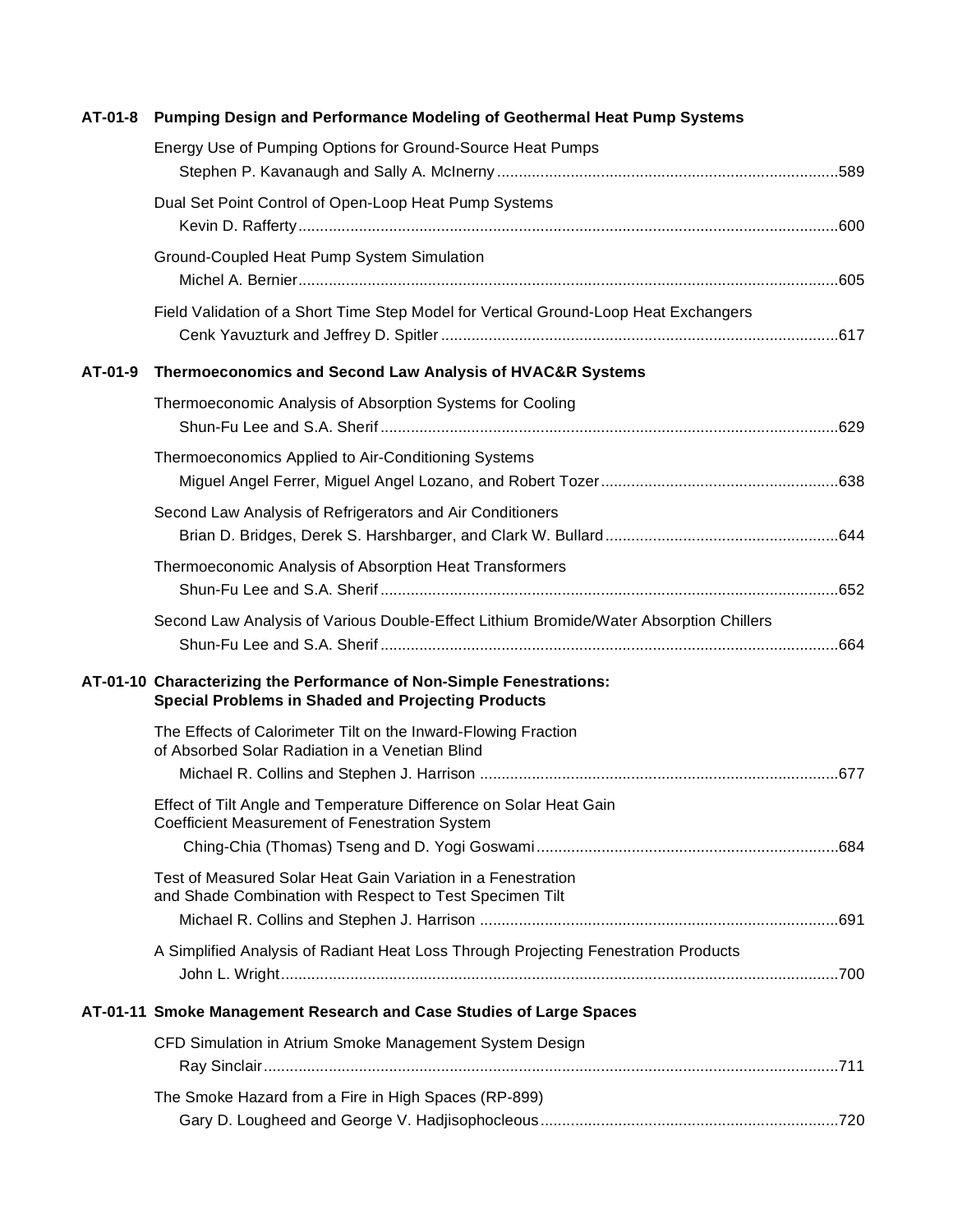**AT-01-8 Pumping Design and Performance Modeling of Geothermal Heat Pump Systems**

Energy Use of Pumping Options for Ground-Source Heat Pumps
Stephen P. Kavanaugh and Sally A. McInerny ....... 589

Dual Set Point Control of Open-Loop Heat Pump Systems
Kevin D. Rafferty ....... 600

Ground-Coupled Heat Pump System Simulation
Michel A. Bernier ....... 605

Field Validation of a Short Time Step Model for Vertical Ground-Loop Heat Exchangers
Cenk Yavuzturk and Jeffrey D. Spitler ....... 617

**AT-01-9 Thermoeconomics and Second Law Analysis of HVAC&R Systems**

Thermoeconomic Analysis of Absorption Systems for Cooling
Shun-Fu Lee and S.A. Sherif ....... 629

Thermoeconomics Applied to Air-Conditioning Systems
Miguel Angel Ferrer, Miguel Angel Lozano, and Robert Tozer ....... 638

Second Law Analysis of Refrigerators and Air Conditioners
Brian D. Bridges, Derek S. Harshbarger, and Clark W. Bullard ....... 644

Thermoeconomic Analysis of Absorption Heat Transformers
Shun-Fu Lee and S.A. Sherif ....... 652

Second Law Analysis of Various Double-Effect Lithium Bromide/Water Absorption Chillers
Shun-Fu Lee and S.A. Sherif ....... 664

**AT-01-10 Characterizing the Performance of Non-Simple Fenestrations: Special Problems in Shaded and Projecting Products**

The Effects of Calorimeter Tilt on the Inward-Flowing Fraction of Absorbed Solar Radiation in a Venetian Blind
Michael R. Collins and Stephen J. Harrison ....... 677

Effect of Tilt Angle and Temperature Difference on Solar Heat Gain Coefficient Measurement of Fenestration System
Ching-Chia (Thomas) Tseng and D. Yogi Goswami ....... 684

Test of Measured Solar Heat Gain Variation in a Fenestration and Shade Combination with Respect to Test Specimen Tilt
Michael R. Collins and Stephen J. Harrison ....... 691

A Simplified Analysis of Radiant Heat Loss Through Projecting Fenestration Products
John L. Wright ....... 700

**AT-01-11 Smoke Management Research and Case Studies of Large Spaces**

CFD Simulation in Atrium Smoke Management System Design
Ray Sinclair ....... 711

The Smoke Hazard from a Fire in High Spaces (RP-899)
Gary D. Lougheed and George V. Hadjisophocleous ....... 720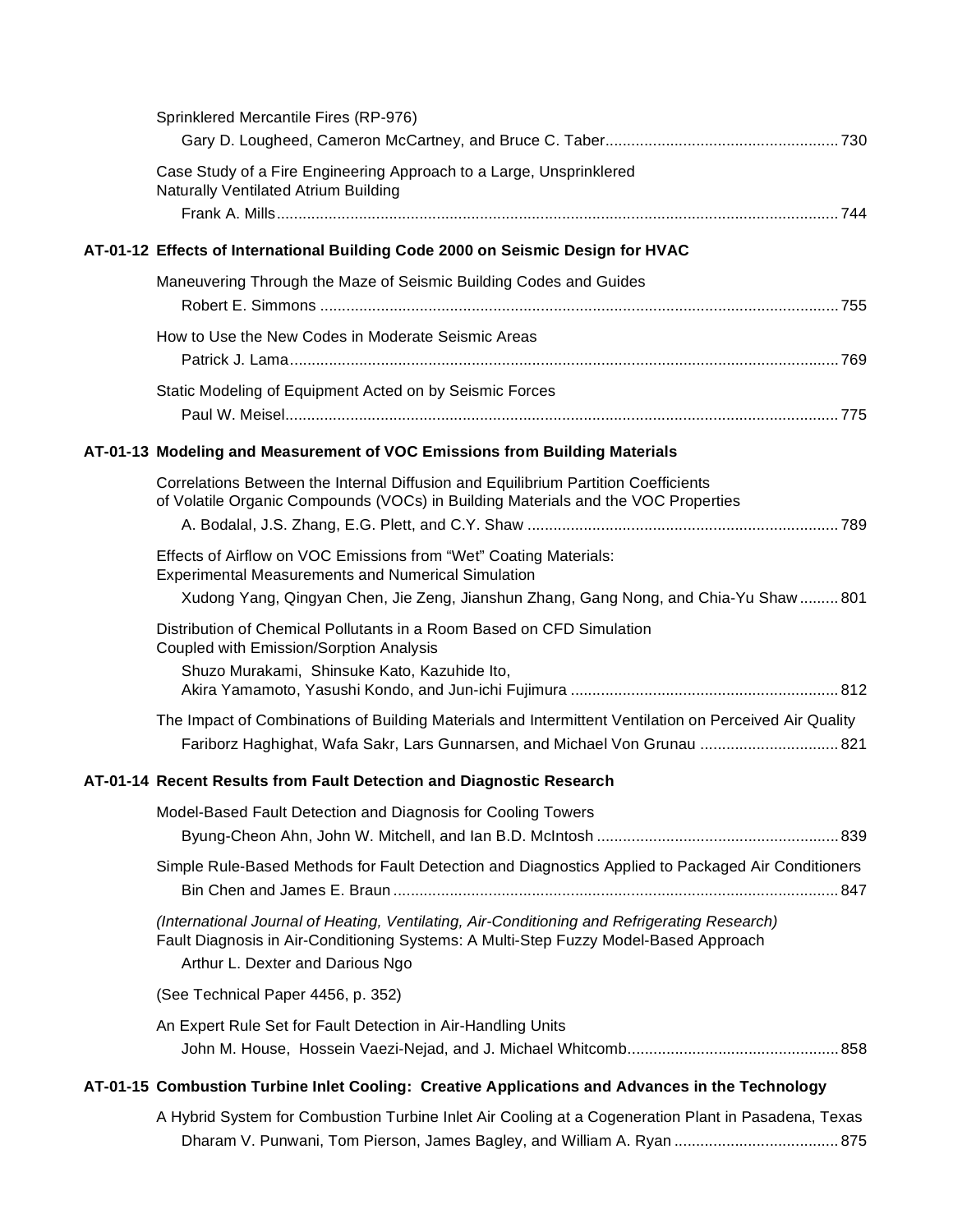Sprinklered Mercantile Fires (RP-976)
Gary D. Lougheed, Cameron McCartney, and Bruce C. Taber ..................................................... 730

Case Study of a Fire Engineering Approach to a Large, Unsprinklered Naturally Ventilated Atrium Building
Frank A. Mills ..................................................................................................................................... 744

**AT-01-12 Effects of International Building Code 2000 on Seismic Design for HVAC**

Maneuvering Through the Maze of Seismic Building Codes and Guides
Robert E. Simmons ............................................................................................................................ 755

How to Use the New Codes in Moderate Seismic Areas
Patrick J. Lama ................................................................................................................................... 769

Static Modeling of Equipment Acted on by Seismic Forces
Paul W. Meisel .................................................................................................................................... 775

**AT-01-13 Modeling and Measurement of VOC Emissions from Building Materials**

Correlations Between the Internal Diffusion and Equilibrium Partition Coefficients of Volatile Organic Compounds (VOCs) in Building Materials and the VOC Properties
A. Bodalal, J.S. Zhang, E.G. Plett, and C.Y. Shaw ........................................................................ 789

Effects of Airflow on VOC Emissions from "Wet" Coating Materials: Experimental Measurements and Numerical Simulation
Xudong Yang, Qingyan Chen, Jie Zeng, Jianshun Zhang, Gang Nong, and Chia-Yu Shaw ......... 801

Distribution of Chemical Pollutants in a Room Based on CFD Simulation Coupled with Emission/Sorption Analysis
Shuzo Murakami, Shinsuke Kato, Kazuhide Ito, Akira Yamamoto, Yasushi Kondo, and Jun-ichi Fujimura ............................................................. 812

The Impact of Combinations of Building Materials and Intermittent Ventilation on Perceived Air Quality
Fariborz Haghighat, Wafa Sakr, Lars Gunnarsen, and Michael Von Grunau ................................ 821

**AT-01-14 Recent Results from Fault Detection and Diagnostic Research**

Model-Based Fault Detection and Diagnosis for Cooling Towers
Byung-Cheon Ahn, John W. Mitchell, and Ian B.D. McIntosh ........................................................ 839

Simple Rule-Based Methods for Fault Detection and Diagnostics Applied to Packaged Air Conditioners
Bin Chen and James E. Braun ....................................................................................................... 847

*(International Journal of Heating, Ventilating, Air-Conditioning and Refrigerating Research)*
Fault Diagnosis in Air-Conditioning Systems: A Multi-Step Fuzzy Model-Based Approach
Arthur L. Dexter and Darious Ngo

(See Technical Paper 4456, p. 352)

An Expert Rule Set for Fault Detection in Air-Handling Units
John M. House, Hossein Vaezi-Nejad, and J. Michael Whitcomb ................................................ 858

**AT-01-15 Combustion Turbine Inlet Cooling: Creative Applications and Advances in the Technology**

A Hybrid System for Combustion Turbine Inlet Air Cooling at a Cogeneration Plant in Pasadena, Texas
Dharam V. Punwani, Tom Pierson, James Bagley, and William A. Ryan ...................................... 875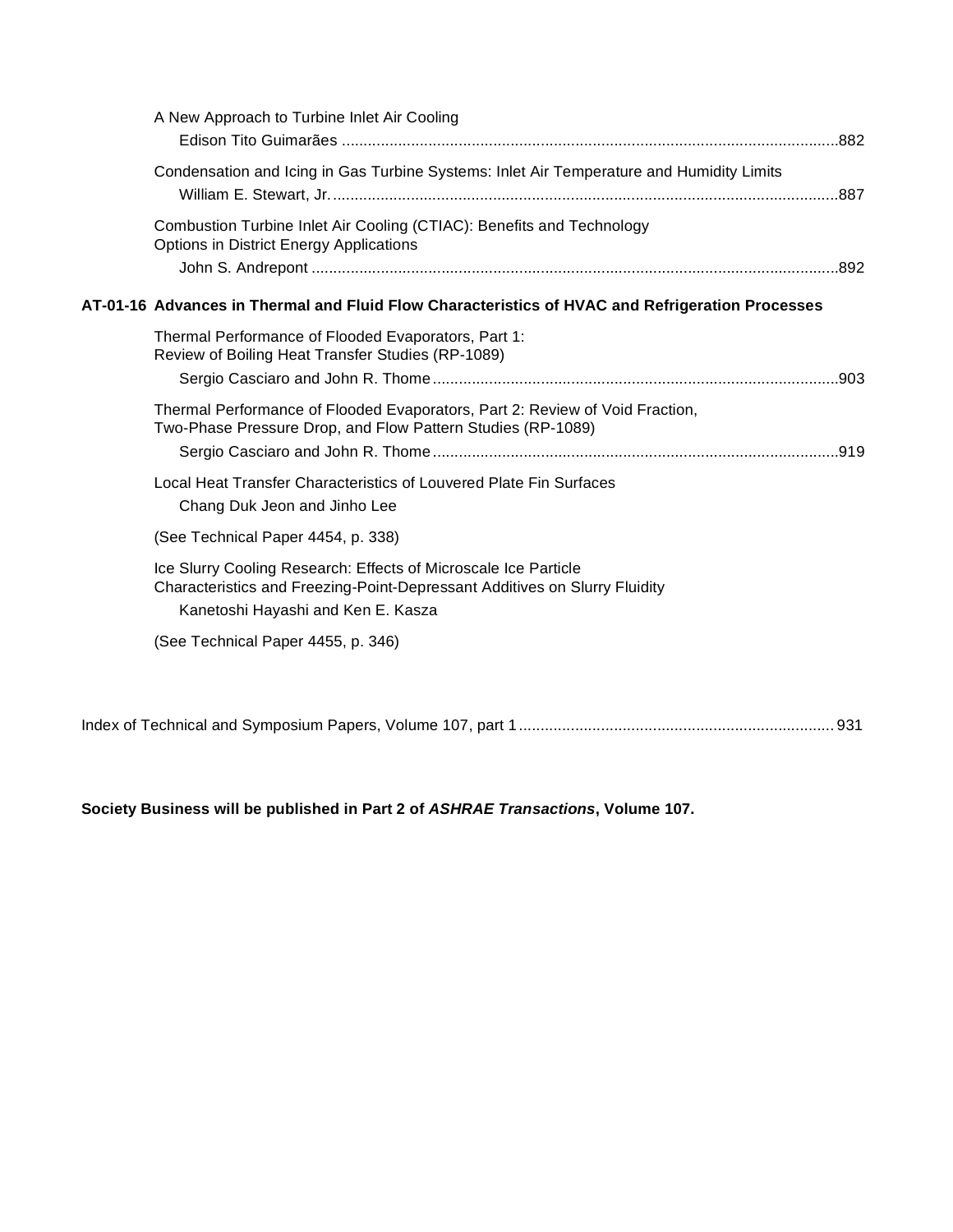A New Approach to Turbine Inlet Air Cooling
Edison Tito Guimarães ....................................................................................................................882

Condensation and Icing in Gas Turbine Systems: Inlet Air Temperature and Humidity Limits
William E. Stewart, Jr. ....................................................................................................................887

Combustion Turbine Inlet Air Cooling (CTIAC): Benefits and Technology Options in District Energy Applications
John S. Andrepont ..........................................................................................................................892

**AT-01-16 Advances in Thermal and Fluid Flow Characteristics of HVAC and Refrigeration Processes**

Thermal Performance of Flooded Evaporators, Part 1: Review of Boiling Heat Transfer Studies (RP-1089)
Sergio Casciaro and John R. Thome ..............................................................................................903

Thermal Performance of Flooded Evaporators, Part 2: Review of Void Fraction, Two-Phase Pressure Drop, and Flow Pattern Studies (RP-1089)
Sergio Casciaro and John R. Thome ..............................................................................................919

Local Heat Transfer Characteristics of Louvered Plate Fin Surfaces
Chang Duk Jeon and Jinho Lee

(See Technical Paper 4454, p. 338)

Ice Slurry Cooling Research: Effects of Microscale Ice Particle Characteristics and Freezing-Point-Depressant Additives on Slurry Fluidity
Kanetoshi Hayashi and Ken E. Kasza

(See Technical Paper 4455, p. 346)

Index of Technical and Symposium Papers, Volume 107, part 1 ........................................................................931

**Society Business will be published in Part 2 of *ASHRAE Transactions*, Volume 107.**